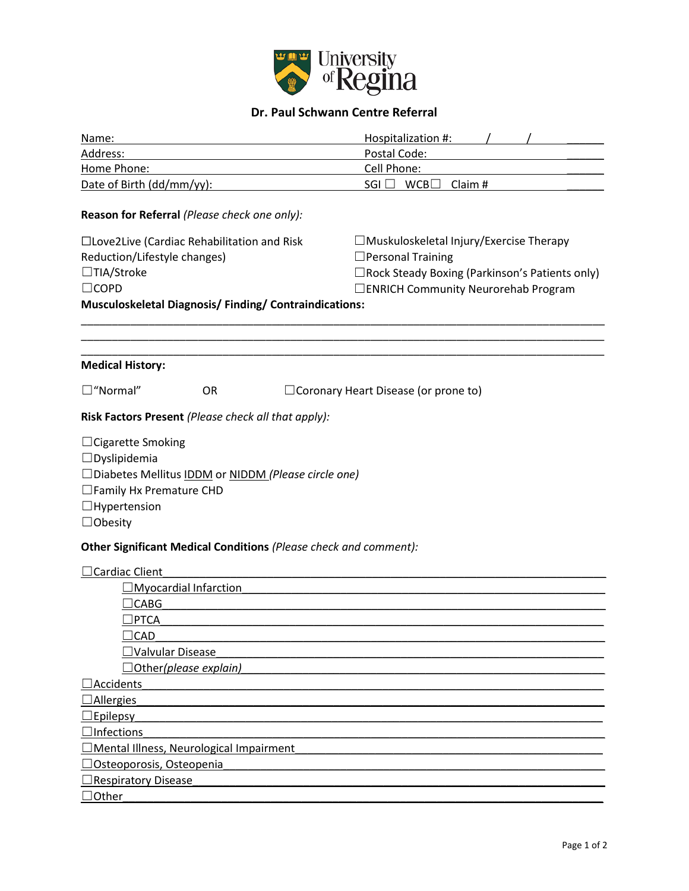University of Regina

## Dr. Paul Schwann Centre Referral

Name: \_\_\_\_\_\_\_\_\_\_\_\_\_\_\_\_\_\_\_\_ Hospitalization #: \_\_\_\_\_ / \_\_\_\_\_ / \_\_\_\_\_\_

Address: \_\_\_\_\_\_\_\_\_\_\_\_\_\_\_\_\_\_\_\_ Postal Code: \_\_\_\_\_\_\_\_\_\_

Home Phone: \_\_\_\_\_\_\_\_\_\_\_\_\_\_\_\_\_\_\_\_ Cell Phone: \_\_\_\_\_\_\_\_\_\_

Date of Birth (dd/mm/yy): \_\_\_\_\_\_\_\_\_\_ SGI ☐ WCB☐ Claim # \_\_\_\_\_\_\_\_\_\_

**Reason for Referral** *(Please check one only):*

☐Love2Live (Cardiac Rehabilitation and Risk Reduction/Lifestyle changes)
☐TIA/Stroke
☐COPD
☐Muskuloskeletal Injury/Exercise Therapy
☐Personal Training
☐Rock Steady Boxing (Parkinson's Patients only)
☐ENRICH Community Neurorehab Program

**Musculoskeletal Diagnosis/ Finding/ Contraindications:**

\_\_\_\_\_\_\_\_\_\_\_\_\_\_\_\_\_\_\_\_\_\_\_\_\_\_\_\_\_\_\_\_\_\_\_\_\_\_\_\_
\_\_\_\_\_\_\_\_\_\_\_\_\_\_\_\_\_\_\_\_\_\_\_\_\_\_\_\_\_\_\_\_\_\_\_\_\_\_\_\_
\_\_\_\_\_\_\_\_\_\_\_\_\_\_\_\_\_\_\_\_\_\_\_\_\_\_\_\_\_\_\_\_\_\_\_\_\_\_\_\_

**Medical History:**

☐"Normal" OR ☐Coronary Heart Disease (or prone to)

**Risk Factors Present** *(Please check all that apply):*

☐Cigarette Smoking
☐Dyslipidemia
☐Diabetes Mellitus IDDM or NIDDM *(Please circle one)*
☐Family Hx Premature CHD
☐Hypertension
☐Obesity

**Other Significant Medical Conditions** *(Please check and comment):*

☐Cardiac Client \_\_\_\_\_\_\_\_\_\_\_\_\_\_\_\_\_\_\_\_
- ☐Myocardial Infarction \_\_\_\_\_\_\_\_\_\_\_\_\_\_\_\_\_\_\_\_
- ☐CABG \_\_\_\_\_\_\_\_\_\_\_\_\_\_\_\_\_\_\_\_
- ☐PTCA \_\_\_\_\_\_\_\_\_\_\_\_\_\_\_\_\_\_\_\_
- ☐CAD \_\_\_\_\_\_\_\_\_\_\_\_\_\_\_\_\_\_\_\_
- ☐Valvular Disease \_\_\_\_\_\_\_\_\_\_\_\_\_\_\_\_\_\_\_\_
- ☐Other*(please explain)* \_\_\_\_\_\_\_\_\_\_\_\_\_\_\_\_\_\_\_\_

☐Accidents \_\_\_\_\_\_\_\_\_\_\_\_\_\_\_\_\_\_\_\_
☐Allergies \_\_\_\_\_\_\_\_\_\_\_\_\_\_\_\_\_\_\_\_
☐Epilepsy \_\_\_\_\_\_\_\_\_\_\_\_\_\_\_\_\_\_\_\_
☐Infections \_\_\_\_\_\_\_\_\_\_\_\_\_\_\_\_\_\_\_\_
☐Mental Illness, Neurological Impairment \_\_\_\_\_\_\_\_\_\_\_\_\_\_\_\_\_\_\_\_
☐Osteoporosis, Osteopenia \_\_\_\_\_\_\_\_\_\_\_\_\_\_\_\_\_\_\_\_
☐Respiratory Disease \_\_\_\_\_\_\_\_\_\_\_\_\_\_\_\_\_\_\_\_
☐Other \_\_\_\_\_\_\_\_\_\_\_\_\_\_\_\_\_\_\_\_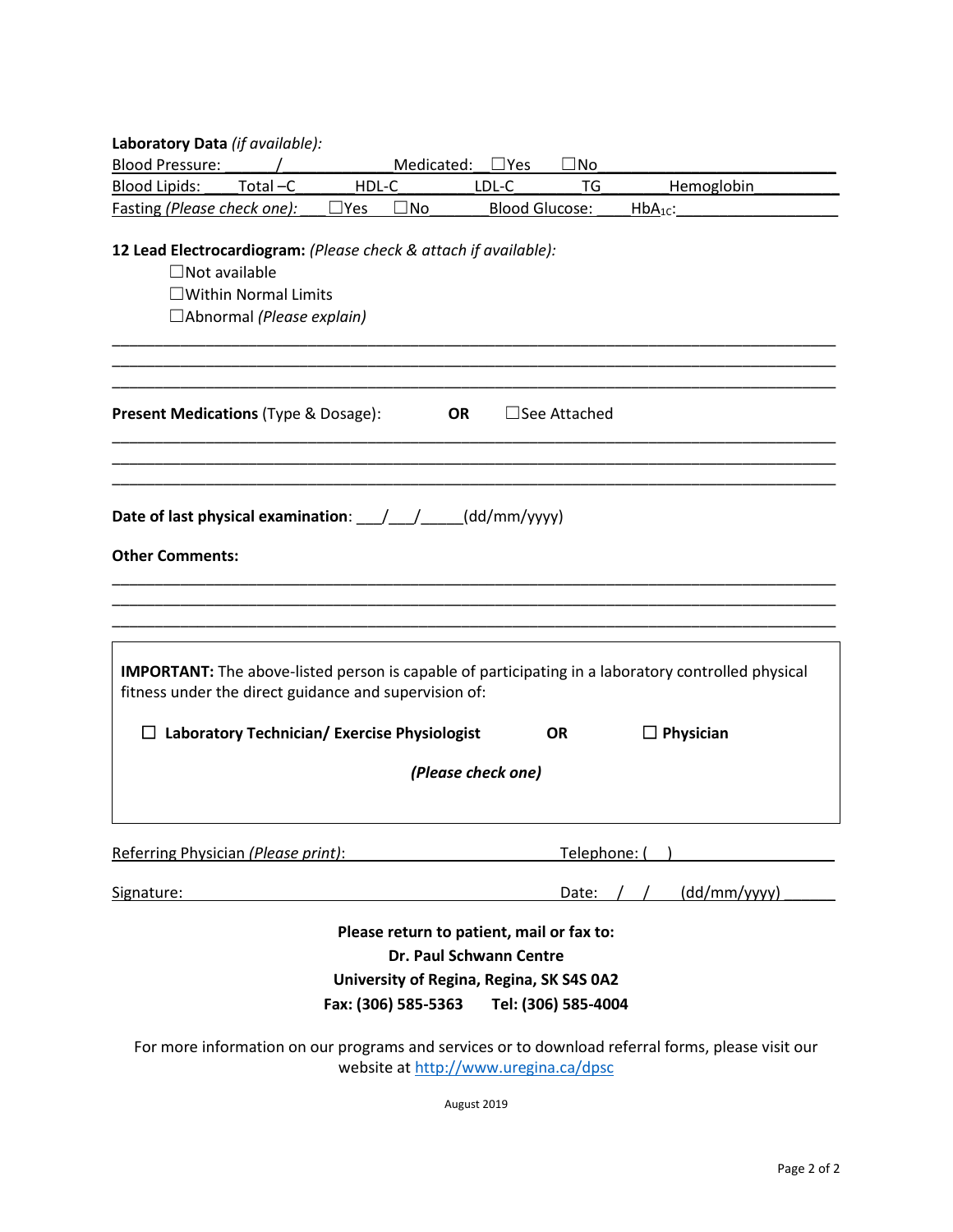**Laboratory Data** *(if available):*

Blood Pressure: ______/__________ Medicated: ☐Yes ☐No

Blood Lipids: Total –C HDL-C LDL-C TG Hemoglobin

Fasting *(Please check one):* ☐Yes ☐No Blood Glucose: $HbA_{1C}$:

**12 Lead Electrocardiogram:** *(Please check & attach if available):*

- ☐Not available
- ☐Within Normal Limits
- ☐Abnormal *(Please explain)*

______________________________________________________________________________

______________________________________________________________________________

______________________________________________________________________________

**Present Medications** (Type & Dosage): **OR** ☐See Attached

______________________________________________________________________________

______________________________________________________________________________

______________________________________________________________________________

**Date of last physical examination**: ___/___/_____(dd/mm/yyyy)

**Other Comments:**

______________________________________________________________________________

______________________________________________________________________________

______________________________________________________________________________

**IMPORTANT:** The above-listed person is capable of participating in a laboratory controlled physical fitness under the direct guidance and supervision of:

☐ **Laboratory Technician/ Exercise Physiologist** **OR** ☐ **Physician**

***(Please check one)***

Referring Physician *(Please print)*: Telephone: ( )

Signature: Date: / / (dd/mm/yyyy) ______

**Please return to patient, mail or fax to:**
**Dr. Paul Schwann Centre**
**University of Regina, Regina, SK S4S 0A2**
**Fax: (306) 585-5363 Tel: (306) 585-4004**

For more information on our programs and services or to download referral forms, please visit our website at http://www.uregina.ca/dpsc

August 2019